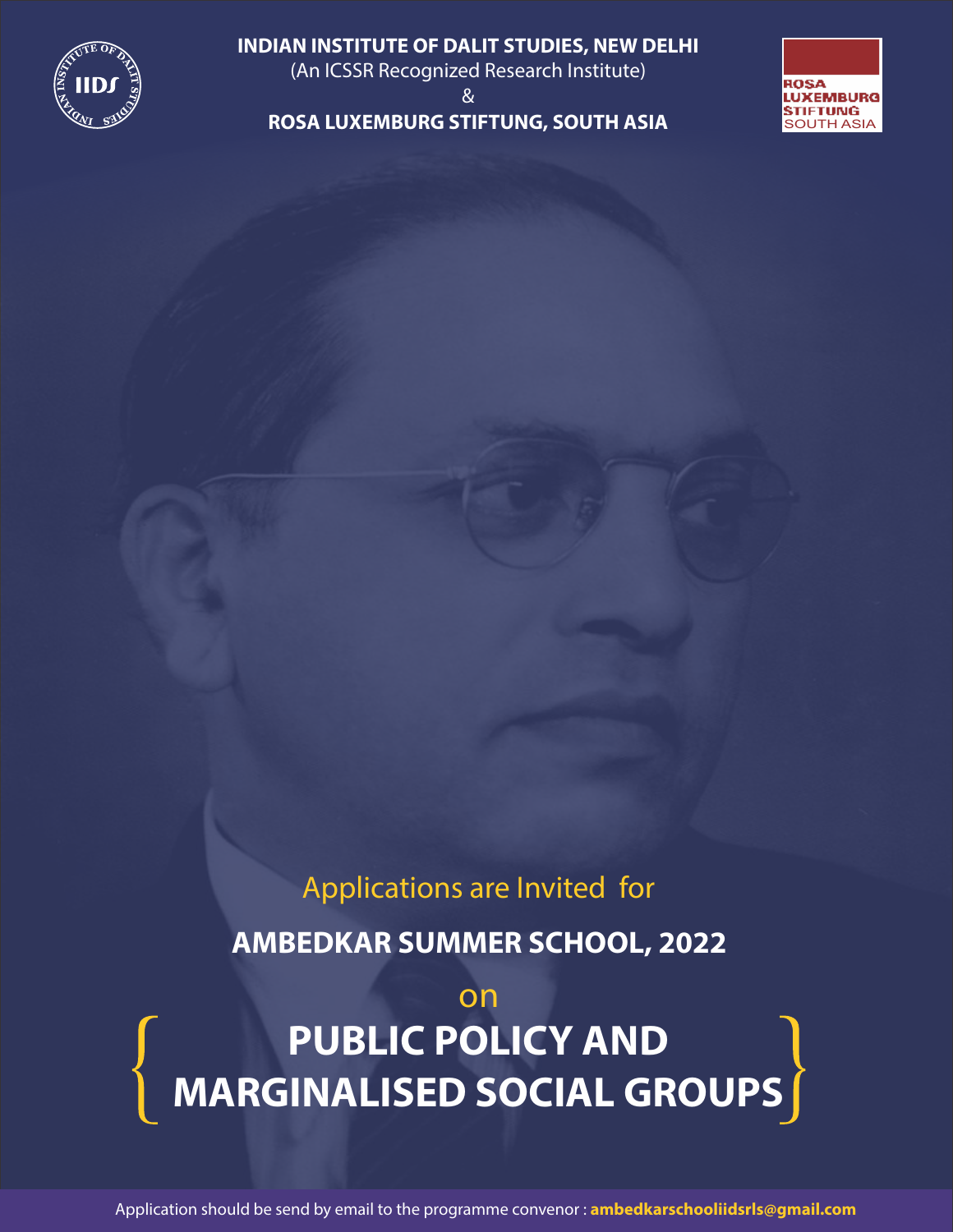**INDIAN INSTITUTE OF DALIT STUDIES, NEW DELHI**

(An ICSSR Recognized Research Institute)

&

**ROSA LUXEMBURG STIFTUNG, SOUTH ASIA**

Applications are Invited for

## AMBEDKAR SUMMER SCHOOL, 2022

on

# PUBLIC POLICY AND MARGINALISED SOCIAL GROUPS

Application should be send by email to the programme convenor : **ambedkarschooliidsrls@gmail.com**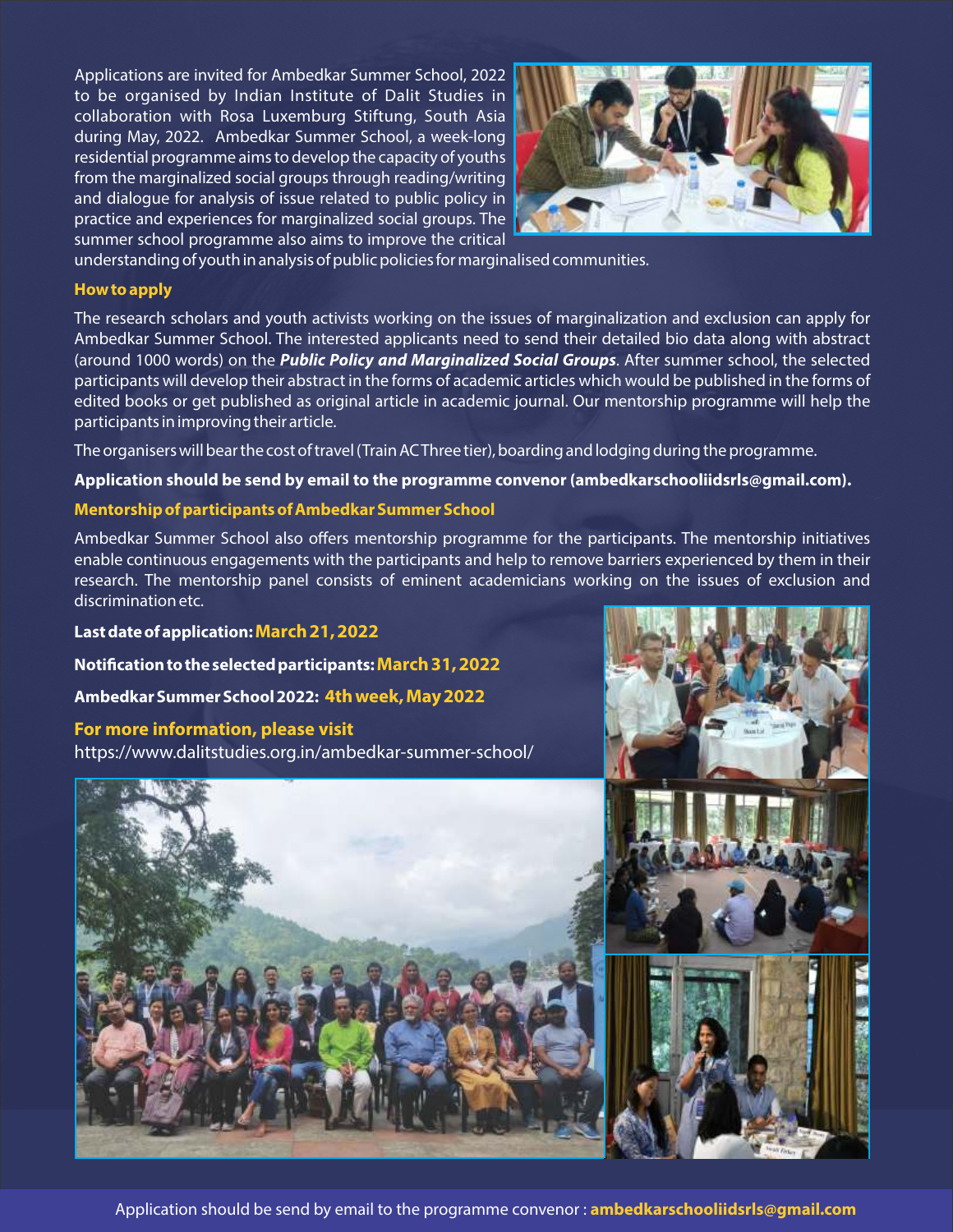Applications are invited for Ambedkar Summer School, 2022 to be organised by Indian Institute of Dalit Studies in collaboration with Rosa Luxemburg Stiftung, South Asia during May, 2022. Ambedkar Summer School, a week-long residential programme aims to develop the capacity of youths from the marginalized social groups through reading/writing and dialogue for analysis of issue related to public policy in practice and experiences for marginalized social groups. The summer school programme also aims to improve the critical understanding of youth in analysis of public policies for marginalised communities.

### How to apply

The research scholars and youth activists working on the issues of marginalization and exclusion can apply for Ambedkar Summer School. The interested applicants need to send their detailed bio data along with abstract (around 1000 words) on the ***Public Policy and Marginalized Social Groups***. After summer school, the selected participants will develop their abstract in the forms of academic articles which would be published in the forms of edited books or get published as original article in academic journal. Our mentorship programme will help the participants in improving their article.

The organisers will bear the cost of travel (Train AC Three tier), boarding and lodging during the programme.

**Application should be send by email to the programme convenor (ambedkarschooliidsrls@gmail.com).**

### Mentorship of participants of Ambedkar Summer School

Ambedkar Summer School also offers mentorship programme for the participants. The mentorship initiatives enable continuous engagements with the participants and help to remove barriers experienced by them in their research. The mentorship panel consists of eminent academicians working on the issues of exclusion and discrimination etc.

**Last date of application: March 21, 2022**

**Notification to the selected participants: March 31, 2022**

**Ambedkar Summer School 2022: 4th week, May 2022**

**For more information, please visit**
https://www.dalitstudies.org.in/ambedkar-summer-school/

Application should be send by email to the programme convenor : **ambedkarschooliidsrls@gmail.com**